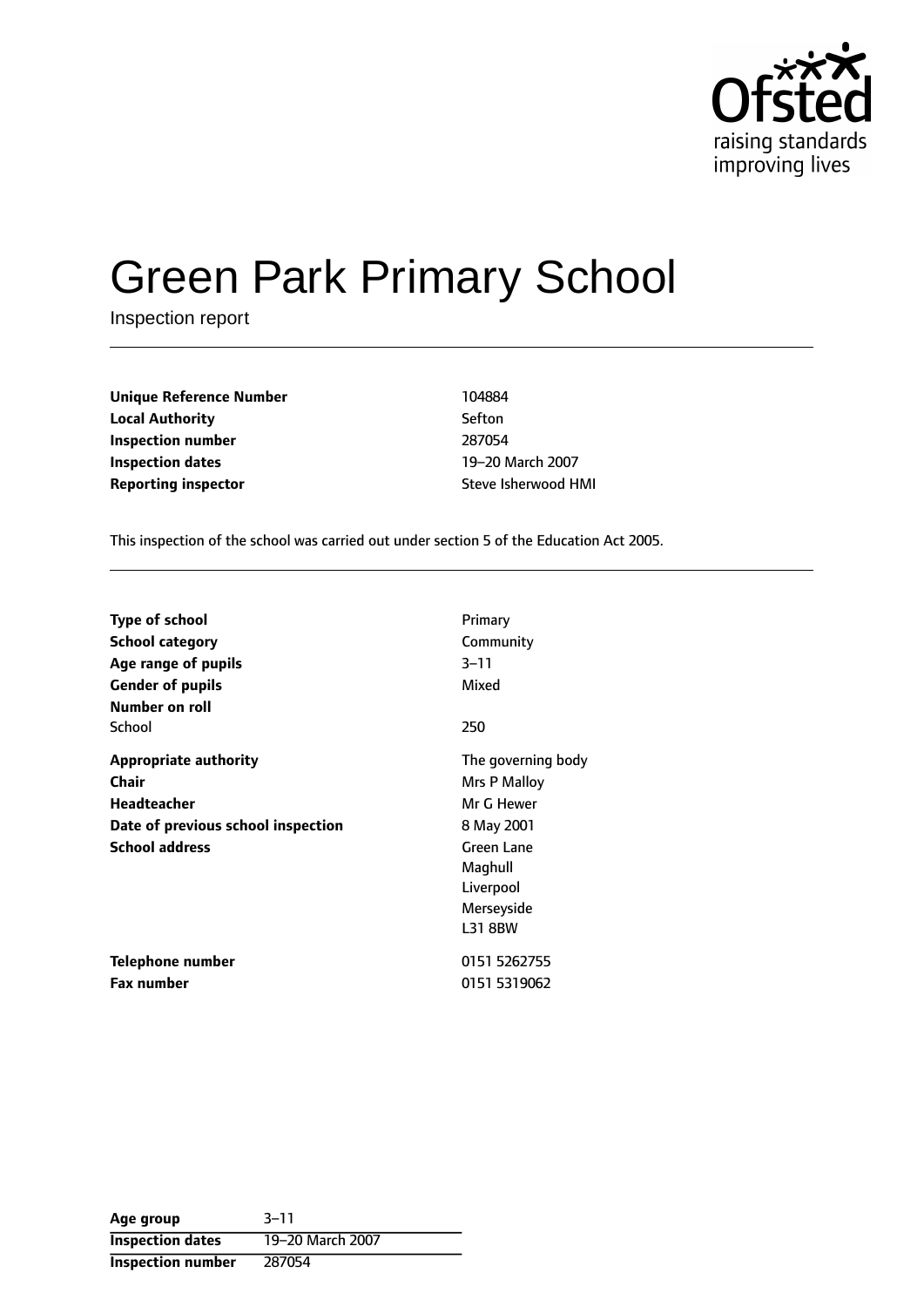# Green Park Primary School

Inspection report

| | |
|---|---|
| **Unique Reference Number** | 104884 |
| **Local Authority** | Sefton |
| **Inspection number** | 287054 |
| **Inspection dates** | 19–20 March 2007 |
| **Reporting inspector** | Steve Isherwood HMI |

This inspection of the school was carried out under section 5 of the Education Act 2005.

| | |
|---|---|
| **Type of school** | Primary |
| **School category** | Community |
| **Age range of pupils** | 3–11 |
| **Gender of pupils** | Mixed |
| **Number on roll** | |
| School | 250 |
| **Appropriate authority** | The governing body |
| **Chair** | Mrs P Malloy |
| **Headteacher** | Mr G Hewer |
| **Date of previous school inspection** | 8 May 2001 |
| **School address** | Green Lane<br>Maghull<br>Liverpool<br>Merseyside<br>L31 8BW |
| **Telephone number** | 0151 5262755 |
| **Fax number** | 0151 5319062 |

| | |
|---|---|
| **Age group** | 3–11 |
| **Inspection dates** | 19–20 March 2007 |
| **Inspection number** | 287054 |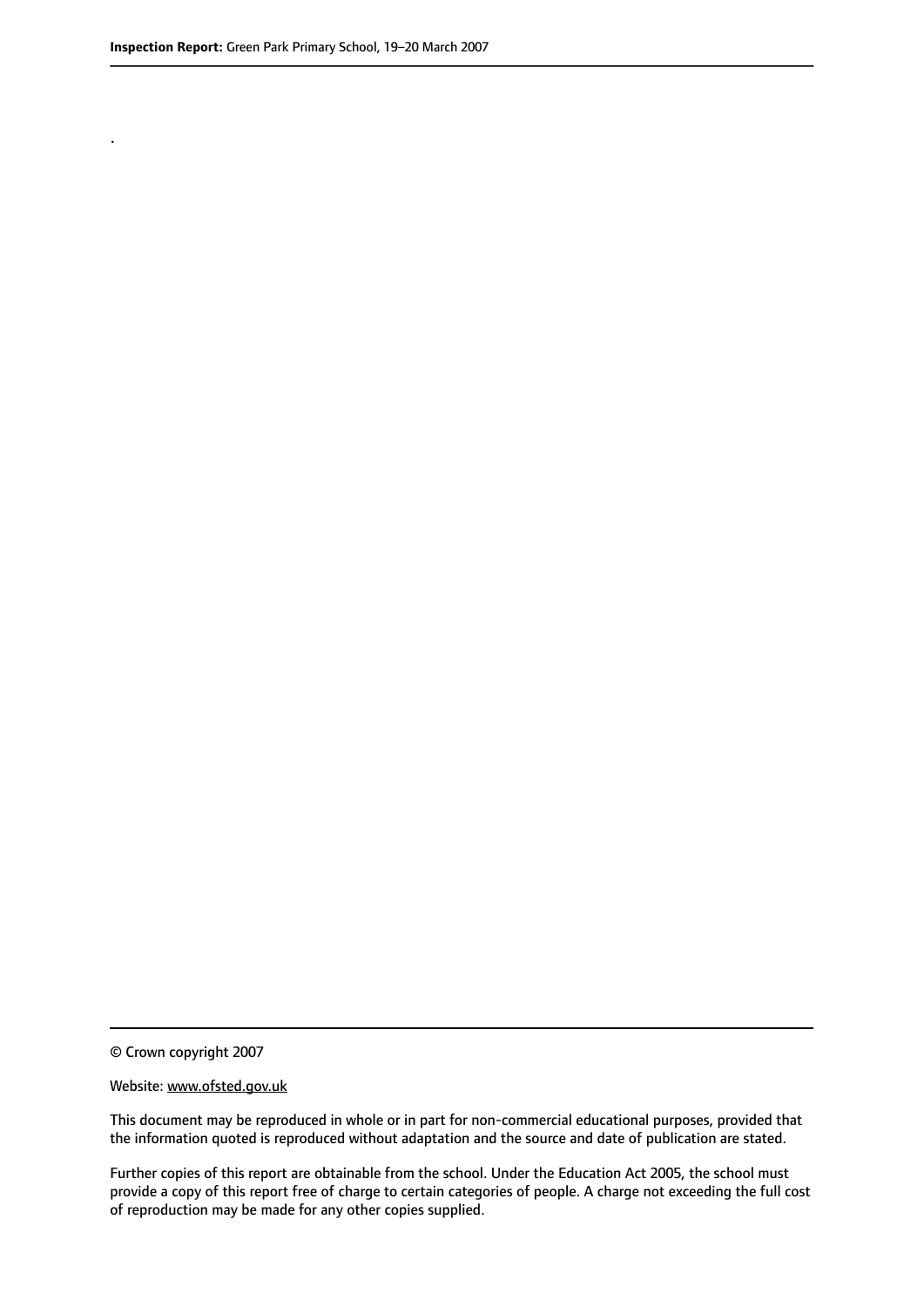.

© Crown copyright 2007

Website: www.ofsted.gov.uk

This document may be reproduced in whole or in part for non-commercial educational purposes, provided that the information quoted is reproduced without adaptation and the source and date of publication are stated.

Further copies of this report are obtainable from the school. Under the Education Act 2005, the school must provide a copy of this report free of charge to certain categories of people. A charge not exceeding the full cost of reproduction may be made for any other copies supplied.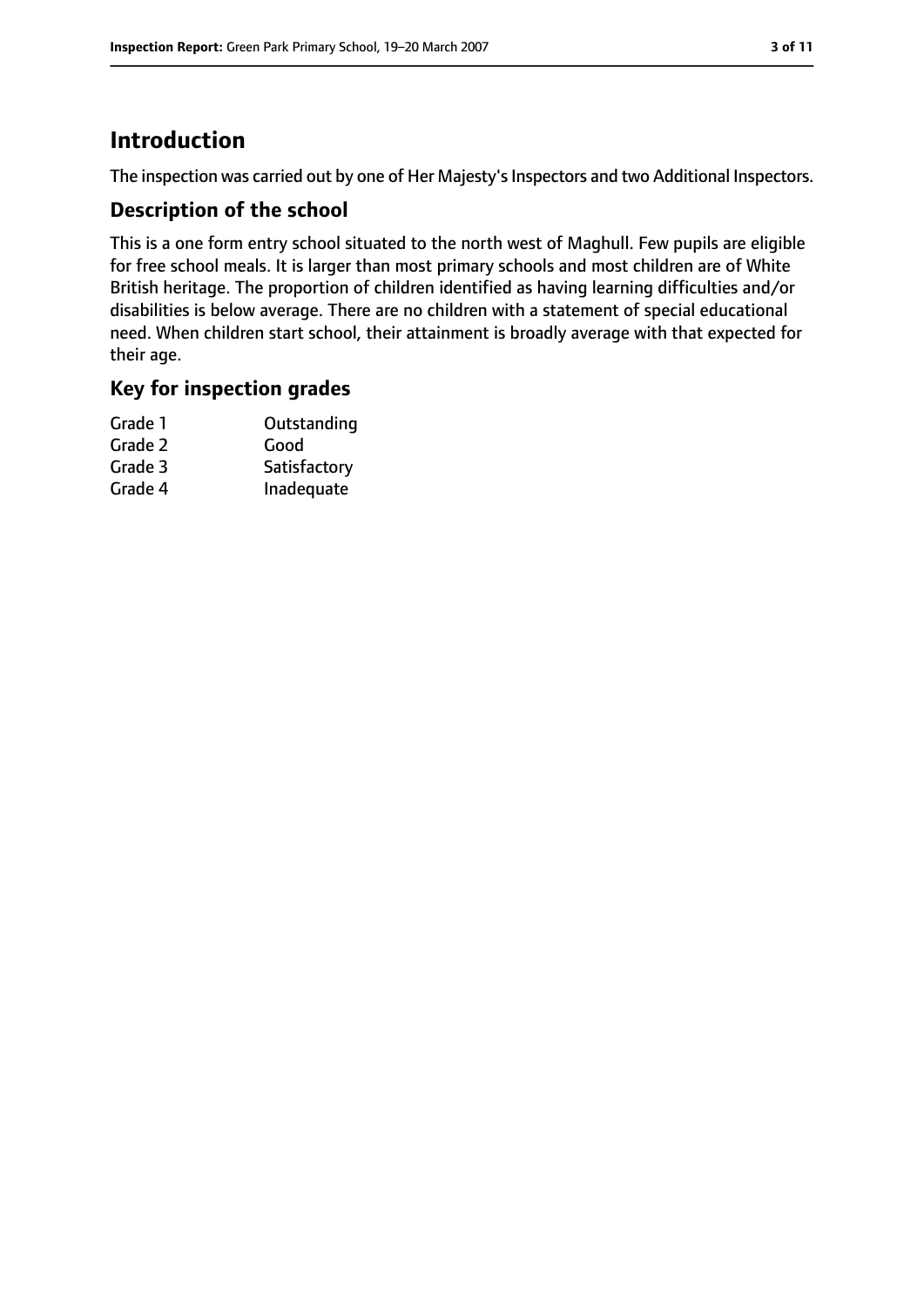# Introduction

The inspection was carried out by one of Her Majesty's Inspectors and two Additional Inspectors.

## Description of the school

This is a one form entry school situated to the north west of Maghull. Few pupils are eligible for free school meals. It is larger than most primary schools and most children are of White British heritage. The proportion of children identified as having learning difficulties and/or disabilities is below average. There are no children with a statement of special educational need. When children start school, their attainment is broadly average with that expected for their age.

## Key for inspection grades

| | |
|---|---|
| Grade 1 | Outstanding |
| Grade 2 | Good |
| Grade 3 | Satisfactory |
| Grade 4 | Inadequate |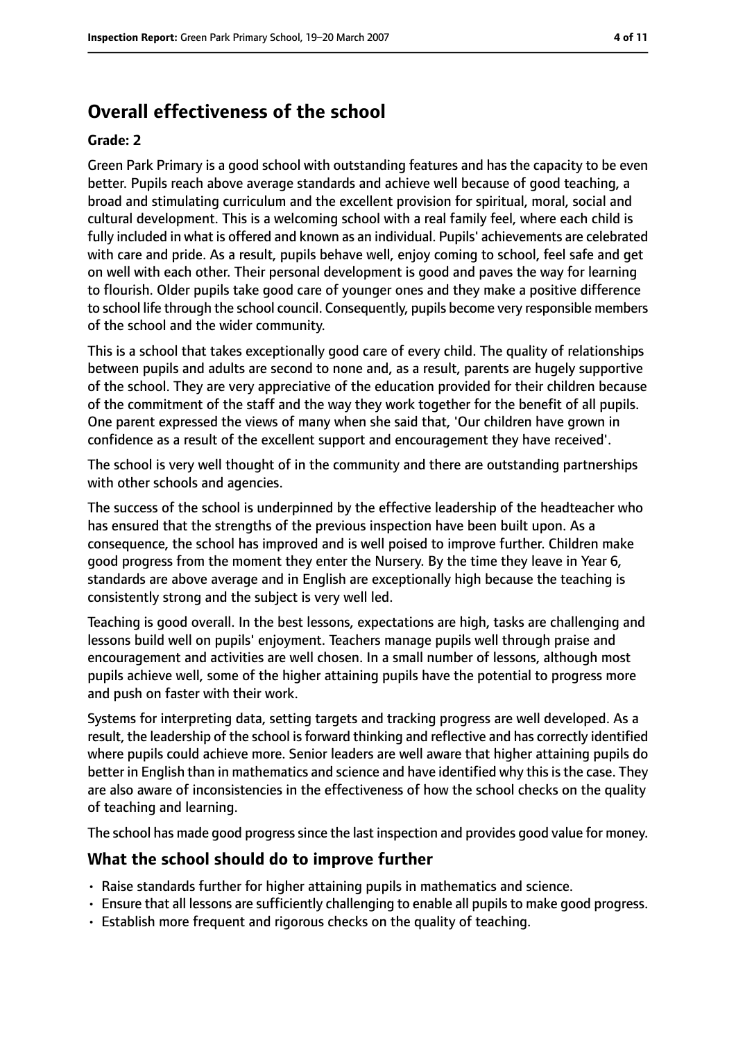## Overall effectiveness of the school

### Grade: 2

Green Park Primary is a good school with outstanding features and has the capacity to be even better. Pupils reach above average standards and achieve well because of good teaching, a broad and stimulating curriculum and the excellent provision for spiritual, moral, social and cultural development. This is a welcoming school with a real family feel, where each child is fully included in what is offered and known as an individual. Pupils' achievements are celebrated with care and pride. As a result, pupils behave well, enjoy coming to school, feel safe and get on well with each other. Their personal development is good and paves the way for learning to flourish. Older pupils take good care of younger ones and they make a positive difference to school life through the school council. Consequently, pupils become very responsible members of the school and the wider community.

This is a school that takes exceptionally good care of every child. The quality of relationships between pupils and adults are second to none and, as a result, parents are hugely supportive of the school. They are very appreciative of the education provided for their children because of the commitment of the staff and the way they work together for the benefit of all pupils. One parent expressed the views of many when she said that, 'Our children have grown in confidence as a result of the excellent support and encouragement they have received'.

The school is very well thought of in the community and there are outstanding partnerships with other schools and agencies.

The success of the school is underpinned by the effective leadership of the headteacher who has ensured that the strengths of the previous inspection have been built upon. As a consequence, the school has improved and is well poised to improve further. Children make good progress from the moment they enter the Nursery. By the time they leave in Year 6, standards are above average and in English are exceptionally high because the teaching is consistently strong and the subject is very well led.

Teaching is good overall. In the best lessons, expectations are high, tasks are challenging and lessons build well on pupils' enjoyment. Teachers manage pupils well through praise and encouragement and activities are well chosen. In a small number of lessons, although most pupils achieve well, some of the higher attaining pupils have the potential to progress more and push on faster with their work.

Systems for interpreting data, setting targets and tracking progress are well developed. As a result, the leadership of the school is forward thinking and reflective and has correctly identified where pupils could achieve more. Senior leaders are well aware that higher attaining pupils do better in English than in mathematics and science and have identified why this is the case. They are also aware of inconsistencies in the effectiveness of how the school checks on the quality of teaching and learning.

The school has made good progress since the last inspection and provides good value for money.

### What the school should do to improve further

- Raise standards further for higher attaining pupils in mathematics and science.
- Ensure that all lessons are sufficiently challenging to enable all pupils to make good progress.
- Establish more frequent and rigorous checks on the quality of teaching.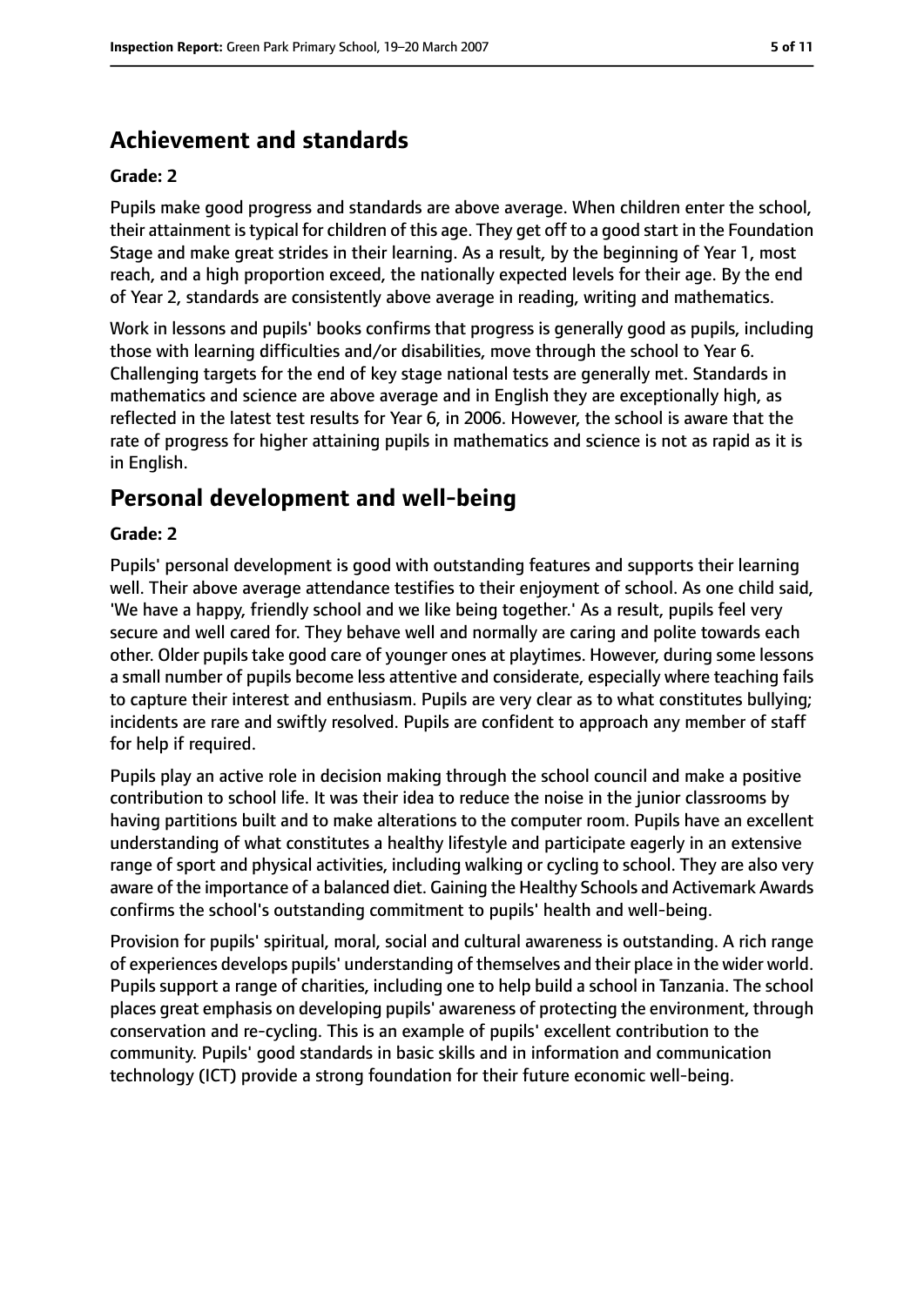## Achievement and standards

**Grade: 2**

Pupils make good progress and standards are above average. When children enter the school, their attainment is typical for children of this age. They get off to a good start in the Foundation Stage and make great strides in their learning. As a result, by the beginning of Year 1, most reach, and a high proportion exceed, the nationally expected levels for their age. By the end of Year 2, standards are consistently above average in reading, writing and mathematics.

Work in lessons and pupils' books confirms that progress is generally good as pupils, including those with learning difficulties and/or disabilities, move through the school to Year 6. Challenging targets for the end of key stage national tests are generally met. Standards in mathematics and science are above average and in English they are exceptionally high, as reflected in the latest test results for Year 6, in 2006. However, the school is aware that the rate of progress for higher attaining pupils in mathematics and science is not as rapid as it is in English.

## Personal development and well-being

**Grade: 2**

Pupils' personal development is good with outstanding features and supports their learning well. Their above average attendance testifies to their enjoyment of school. As one child said, 'We have a happy, friendly school and we like being together.' As a result, pupils feel very secure and well cared for. They behave well and normally are caring and polite towards each other. Older pupils take good care of younger ones at playtimes. However, during some lessons a small number of pupils become less attentive and considerate, especially where teaching fails to capture their interest and enthusiasm. Pupils are very clear as to what constitutes bullying; incidents are rare and swiftly resolved. Pupils are confident to approach any member of staff for help if required.

Pupils play an active role in decision making through the school council and make a positive contribution to school life. It was their idea to reduce the noise in the junior classrooms by having partitions built and to make alterations to the computer room. Pupils have an excellent understanding of what constitutes a healthy lifestyle and participate eagerly in an extensive range of sport and physical activities, including walking or cycling to school. They are also very aware of the importance of a balanced diet. Gaining the Healthy Schools and Activemark Awards confirms the school's outstanding commitment to pupils' health and well-being.

Provision for pupils' spiritual, moral, social and cultural awareness is outstanding. A rich range of experiences develops pupils' understanding of themselves and their place in the wider world. Pupils support a range of charities, including one to help build a school in Tanzania. The school places great emphasis on developing pupils' awareness of protecting the environment, through conservation and re-cycling. This is an example of pupils' excellent contribution to the community. Pupils' good standards in basic skills and in information and communication technology (ICT) provide a strong foundation for their future economic well-being.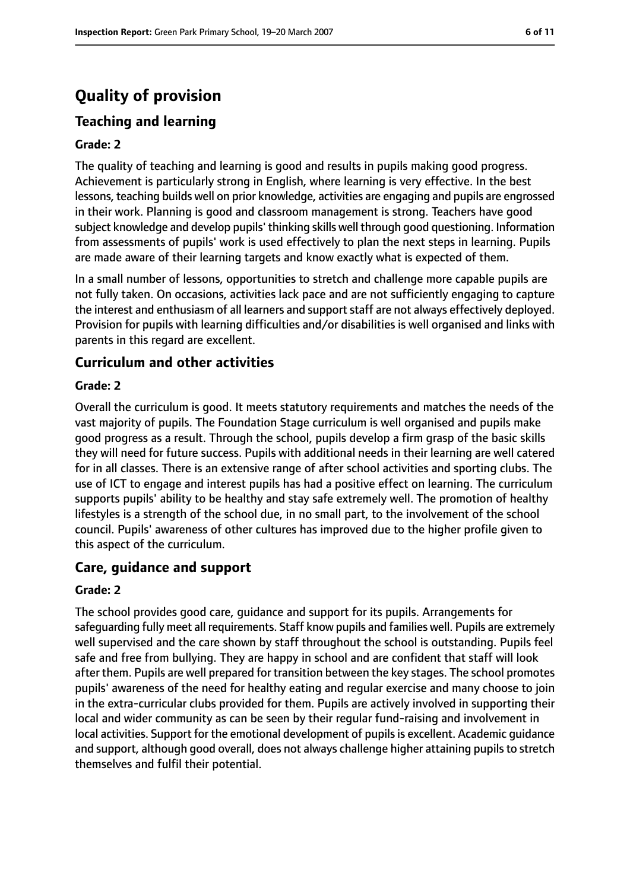# Quality of provision

## Teaching and learning

**Grade: 2**

The quality of teaching and learning is good and results in pupils making good progress. Achievement is particularly strong in English, where learning is very effective. In the best lessons, teaching builds well on prior knowledge, activities are engaging and pupils are engrossed in their work. Planning is good and classroom management is strong. Teachers have good subject knowledge and develop pupils' thinking skills well through good questioning. Information from assessments of pupils' work is used effectively to plan the next steps in learning. Pupils are made aware of their learning targets and know exactly what is expected of them.

In a small number of lessons, opportunities to stretch and challenge more capable pupils are not fully taken. On occasions, activities lack pace and are not sufficiently engaging to capture the interest and enthusiasm of all learners and support staff are not always effectively deployed. Provision for pupils with learning difficulties and/or disabilities is well organised and links with parents in this regard are excellent.

## Curriculum and other activities

**Grade: 2**

Overall the curriculum is good. It meets statutory requirements and matches the needs of the vast majority of pupils. The Foundation Stage curriculum is well organised and pupils make good progress as a result. Through the school, pupils develop a firm grasp of the basic skills they will need for future success. Pupils with additional needs in their learning are well catered for in all classes. There is an extensive range of after school activities and sporting clubs. The use of ICT to engage and interest pupils has had a positive effect on learning. The curriculum supports pupils' ability to be healthy and stay safe extremely well. The promotion of healthy lifestyles is a strength of the school due, in no small part, to the involvement of the school council. Pupils' awareness of other cultures has improved due to the higher profile given to this aspect of the curriculum.

## Care, guidance and support

**Grade: 2**

The school provides good care, guidance and support for its pupils. Arrangements for safeguarding fully meet all requirements. Staff know pupils and families well. Pupils are extremely well supervised and the care shown by staff throughout the school is outstanding. Pupils feel safe and free from bullying. They are happy in school and are confident that staff will look after them. Pupils are well prepared for transition between the key stages. The school promotes pupils' awareness of the need for healthy eating and regular exercise and many choose to join in the extra-curricular clubs provided for them. Pupils are actively involved in supporting their local and wider community as can be seen by their regular fund-raising and involvement in local activities. Support for the emotional development of pupils is excellent. Academic guidance and support, although good overall, does not always challenge higher attaining pupils to stretch themselves and fulfil their potential.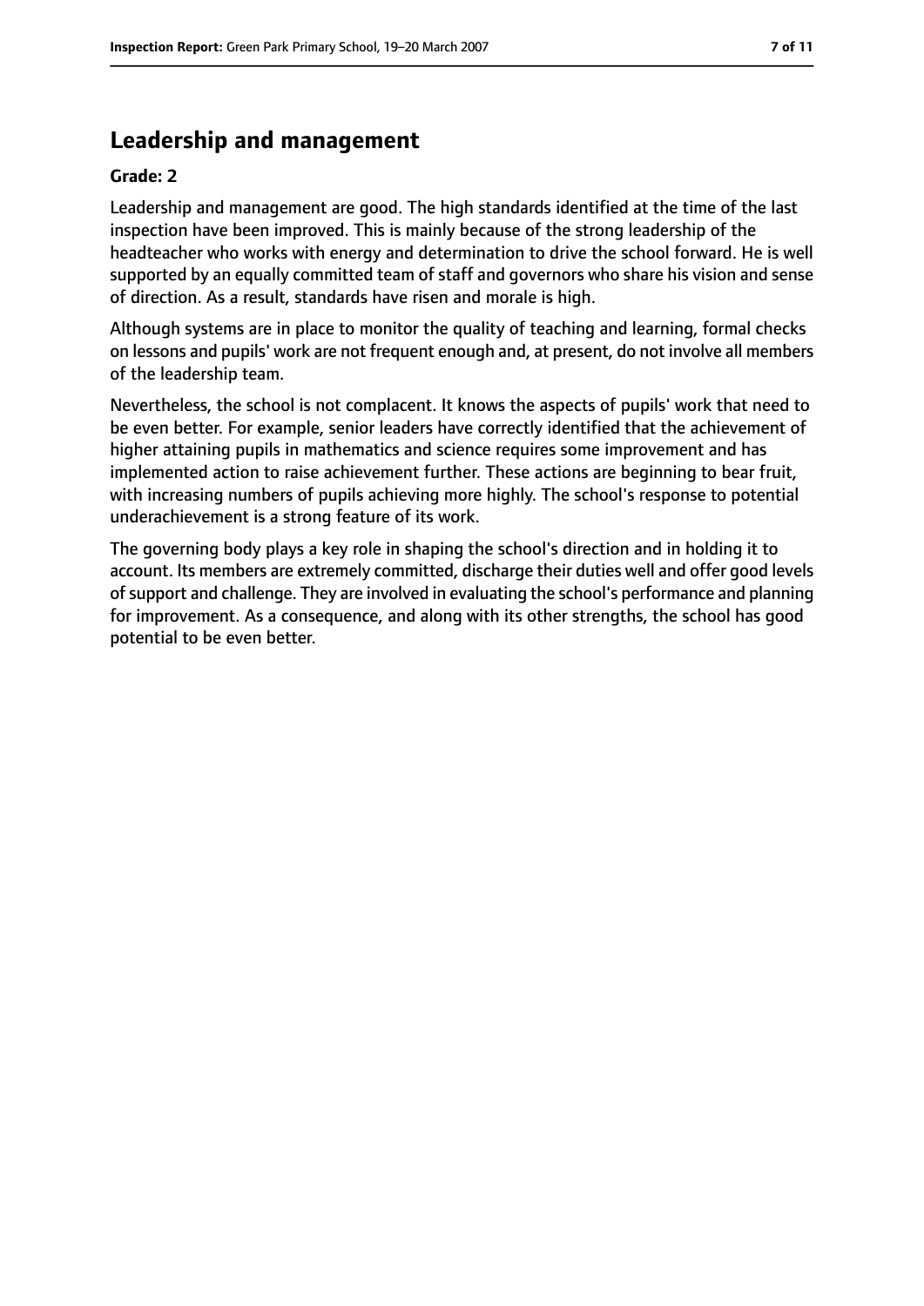## Leadership and management

**Grade: 2**

Leadership and management are good. The high standards identified at the time of the last inspection have been improved. This is mainly because of the strong leadership of the headteacher who works with energy and determination to drive the school forward. He is well supported by an equally committed team of staff and governors who share his vision and sense of direction. As a result, standards have risen and morale is high.

Although systems are in place to monitor the quality of teaching and learning, formal checks on lessons and pupils' work are not frequent enough and, at present, do not involve all members of the leadership team.

Nevertheless, the school is not complacent. It knows the aspects of pupils' work that need to be even better. For example, senior leaders have correctly identified that the achievement of higher attaining pupils in mathematics and science requires some improvement and has implemented action to raise achievement further. These actions are beginning to bear fruit, with increasing numbers of pupils achieving more highly. The school's response to potential underachievement is a strong feature of its work.

The governing body plays a key role in shaping the school's direction and in holding it to account. Its members are extremely committed, discharge their duties well and offer good levels of support and challenge. They are involved in evaluating the school's performance and planning for improvement. As a consequence, and along with its other strengths, the school has good potential to be even better.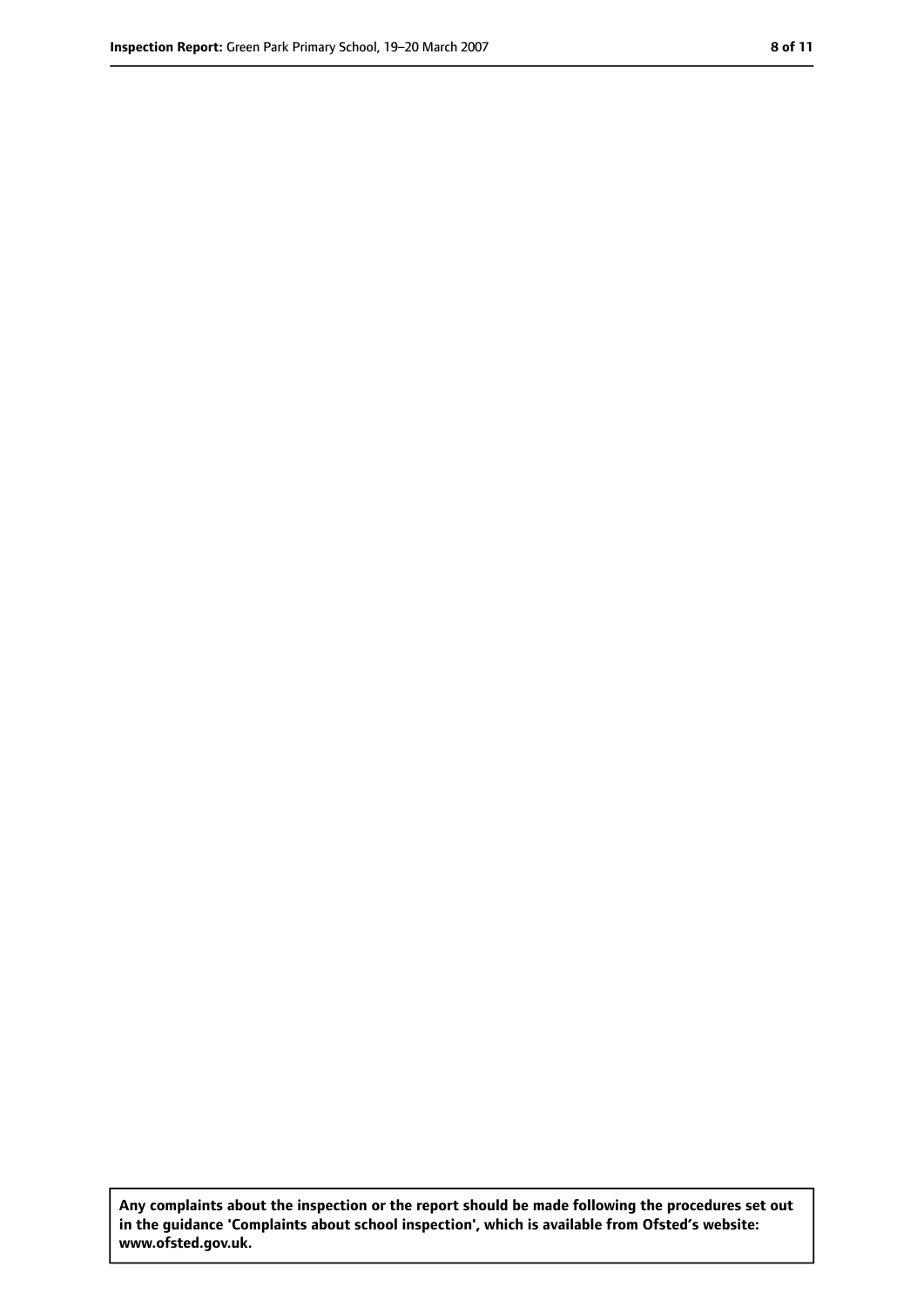**Any complaints about the inspection or the report should be made following the procedures set out in the guidance 'Complaints about school inspection', which is available from Ofsted's website: www.ofsted.gov.uk.**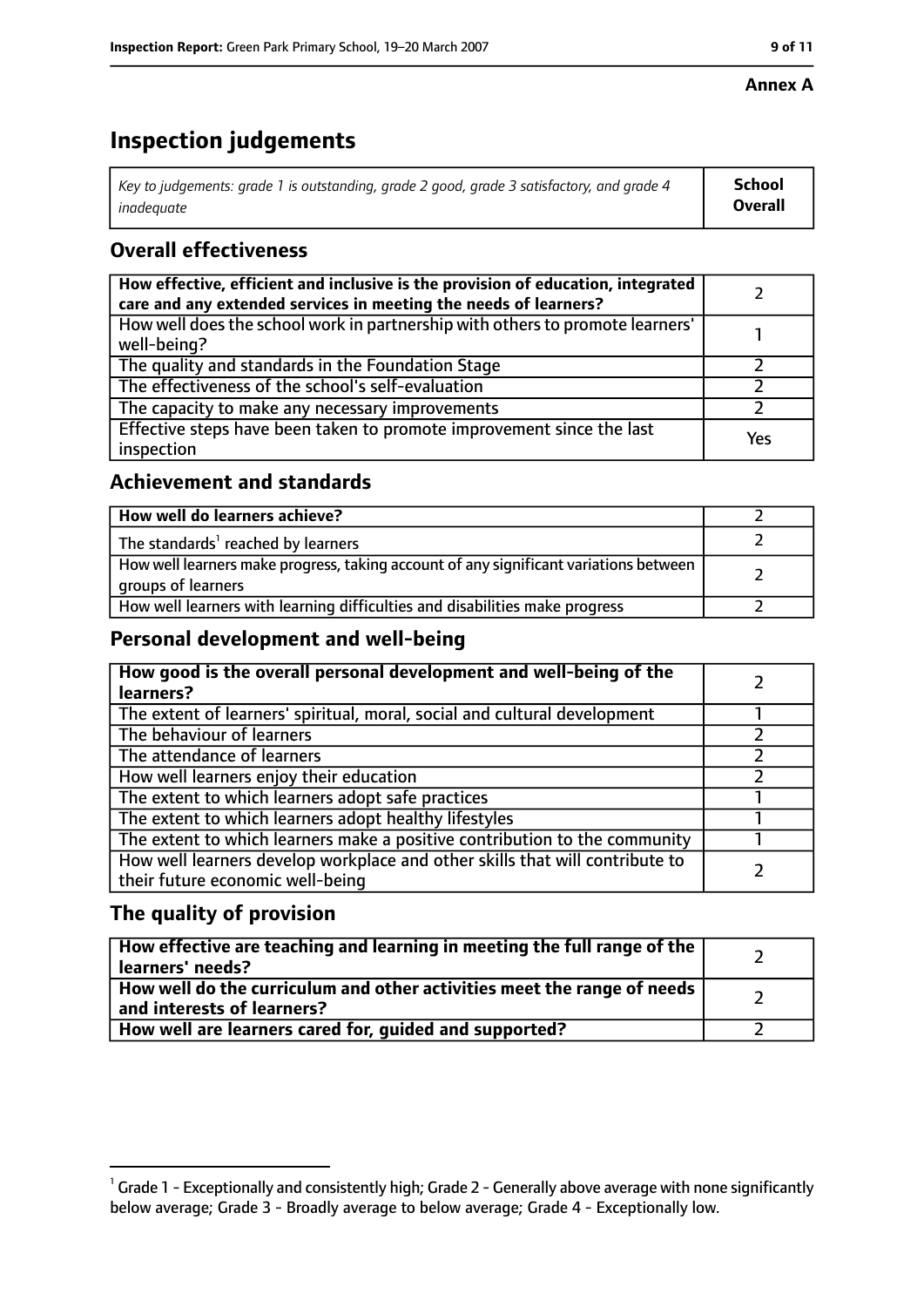**Annex A**

# Inspection judgements

| *Key to judgements: grade 1 is outstanding, grade 2 good, grade 3 satisfactory, and grade 4 inadequate* | **School Overall** |
|---|---|

## Overall effectiveness

| | |
|---|---|
| **How effective, efficient and inclusive is the provision of education, integrated care and any extended services in meeting the needs of learners?** | 2 |
| How well does the school work in partnership with others to promote learners' well-being? | 1 |
| The quality and standards in the Foundation Stage | 2 |
| The effectiveness of the school's self-evaluation | 2 |
| The capacity to make any necessary improvements | 2 |
| Effective steps have been taken to promote improvement since the last inspection | Yes |

## Achievement and standards

| | |
|---|---|
| **How well do learners achieve?** | 2 |
| The standards[1] reached by learners | 2 |
| How well learners make progress, taking account of any significant variations between groups of learners | 2 |
| How well learners with learning difficulties and disabilities make progress | 2 |

## Personal development and well-being

| | |
|---|---|
| **How good is the overall personal development and well-being of the learners?** | 2 |
| The extent of learners' spiritual, moral, social and cultural development | 1 |
| The behaviour of learners | 2 |
| The attendance of learners | 2 |
| How well learners enjoy their education | 2 |
| The extent to which learners adopt safe practices | 1 |
| The extent to which learners adopt healthy lifestyles | 1 |
| The extent to which learners make a positive contribution to the community | 1 |
| How well learners develop workplace and other skills that will contribute to their future economic well-being | 2 |

## The quality of provision

| | |
|---|---|
| **How effective are teaching and learning in meeting the full range of the learners' needs?** | 2 |
| **How well do the curriculum and other activities meet the range of needs and interests of learners?** | 2 |
| **How well are learners cared for, guided and supported?** | 2 |

[1] Grade 1 - Exceptionally and consistently high; Grade 2 - Generally above average with none significantly below average; Grade 3 - Broadly average to below average; Grade 4 - Exceptionally low.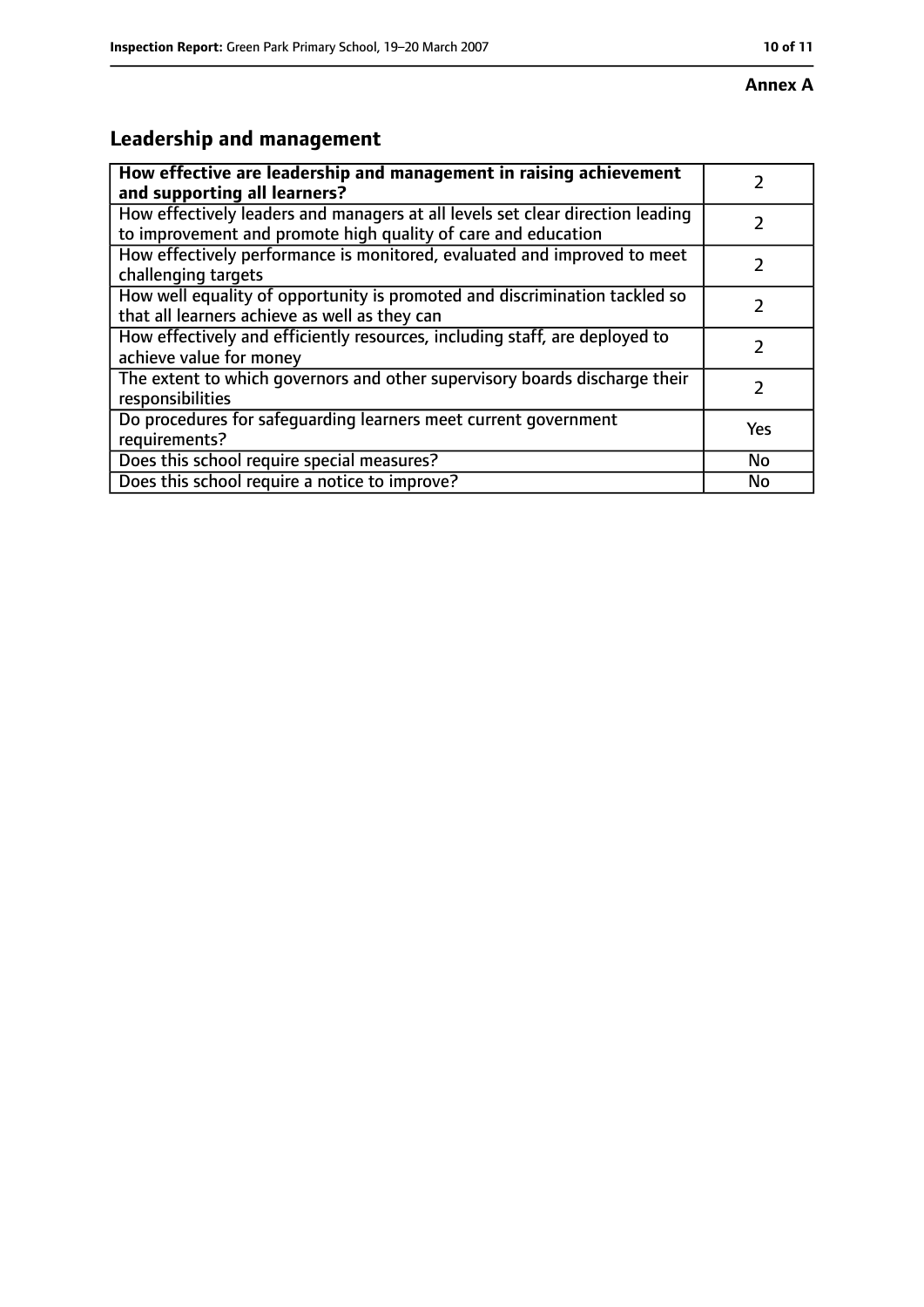**Annex A**

## Leadership and management

| How effective are leadership and management in raising achievement and supporting all learners? | 2 |
|---|---|
| How effectively leaders and managers at all levels set clear direction leading to improvement and promote high quality of care and education | 2 |
| How effectively performance is monitored, evaluated and improved to meet challenging targets | 2 |
| How well equality of opportunity is promoted and discrimination tackled so that all learners achieve as well as they can | 2 |
| How effectively and efficiently resources, including staff, are deployed to achieve value for money | 2 |
| The extent to which governors and other supervisory boards discharge their responsibilities | 2 |
| Do procedures for safeguarding learners meet current government requirements? | Yes |
| Does this school require special measures? | No |
| Does this school require a notice to improve? | No |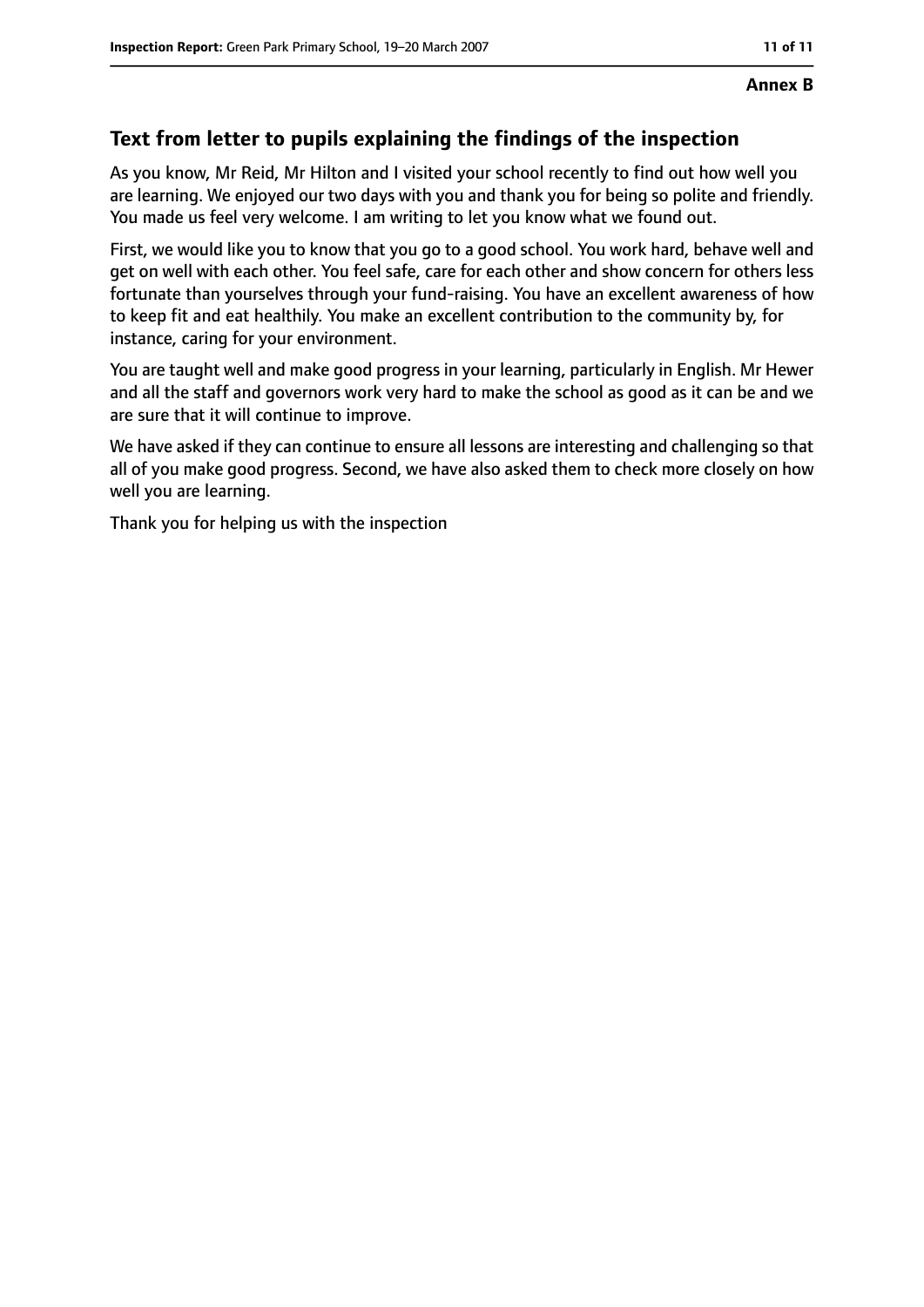**Annex B**

## Text from letter to pupils explaining the findings of the inspection

As you know, Mr Reid, Mr Hilton and I visited your school recently to find out how well you are learning. We enjoyed our two days with you and thank you for being so polite and friendly. You made us feel very welcome. I am writing to let you know what we found out.

First, we would like you to know that you go to a good school. You work hard, behave well and get on well with each other. You feel safe, care for each other and show concern for others less fortunate than yourselves through your fund-raising. You have an excellent awareness of how to keep fit and eat healthily. You make an excellent contribution to the community by, for instance, caring for your environment.

You are taught well and make good progress in your learning, particularly in English. Mr Hewer and all the staff and governors work very hard to make the school as good as it can be and we are sure that it will continue to improve.

We have asked if they can continue to ensure all lessons are interesting and challenging so that all of you make good progress. Second, we have also asked them to check more closely on how well you are learning.

Thank you for helping us with the inspection